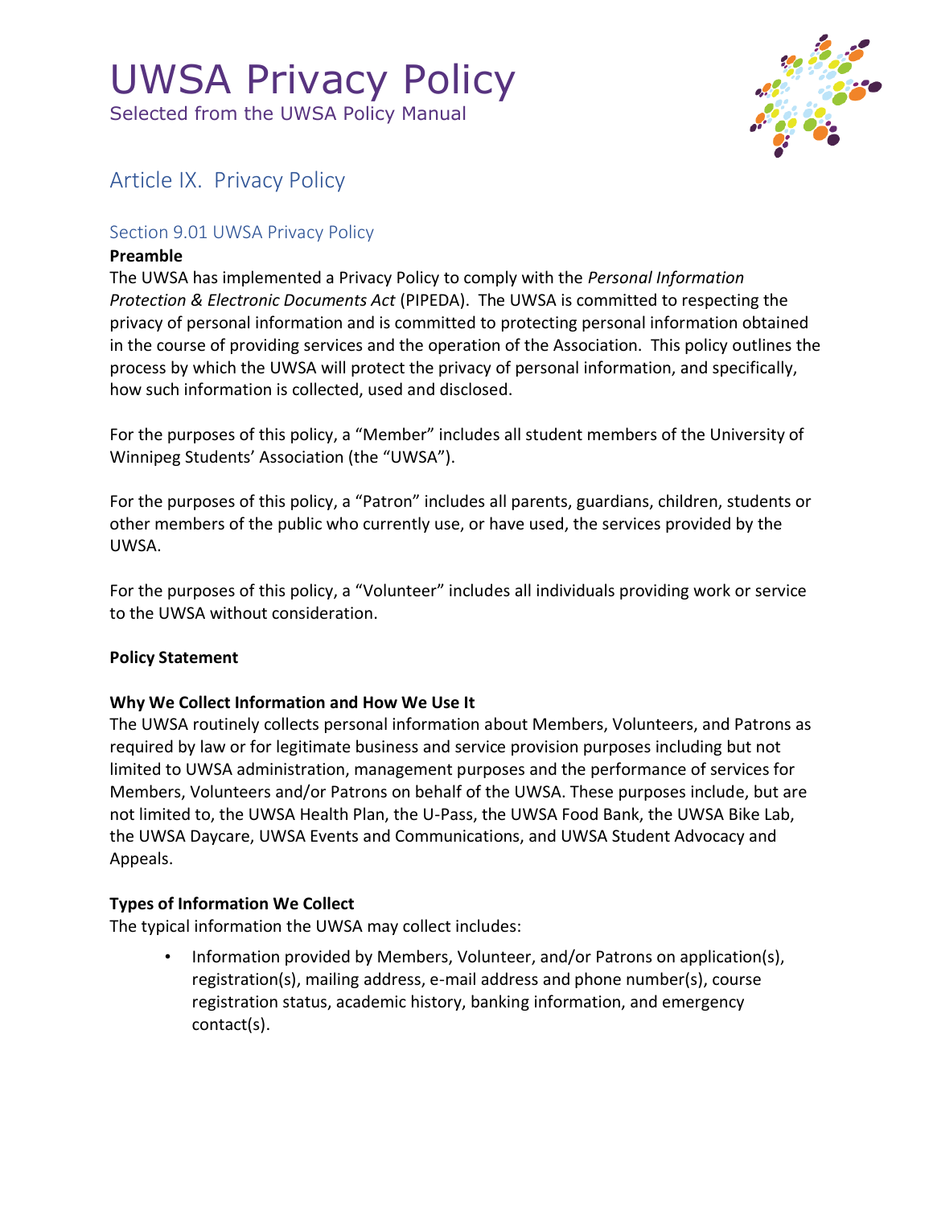# UWSA Privacy Policy

Selected from the UWSA Policy Manual

## Article IX. Privacy Policy

### Section 9.01 UWSA Privacy Policy

**Preamble**

The UWSA has implemented a Privacy Policy to comply with the *Personal Information Protection & Electronic Documents Act* (PIPEDA). The UWSA is committed to respecting the privacy of personal information and is committed to protecting personal information obtained in the course of providing services and the operation of the Association. This policy outlines the process by which the UWSA will protect the privacy of personal information, and specifically, how such information is collected, used and disclosed.

For the purposes of this policy, a "Member" includes all student members of the University of Winnipeg Students' Association (the "UWSA").

For the purposes of this policy, a "Patron" includes all parents, guardians, children, students or other members of the public who currently use, or have used, the services provided by the UWSA.

For the purposes of this policy, a "Volunteer" includes all individuals providing work or service to the UWSA without consideration.

**Policy Statement**

**Why We Collect Information and How We Use It**

The UWSA routinely collects personal information about Members, Volunteers, and Patrons as required by law or for legitimate business and service provision purposes including but not limited to UWSA administration, management purposes and the performance of services for Members, Volunteers and/or Patrons on behalf of the UWSA. These purposes include, but are not limited to, the UWSA Health Plan, the U-Pass, the UWSA Food Bank, the UWSA Bike Lab, the UWSA Daycare, UWSA Events and Communications, and UWSA Student Advocacy and Appeals.

**Types of Information We Collect**

The typical information the UWSA may collect includes:

- Information provided by Members, Volunteer, and/or Patrons on application(s), registration(s), mailing address, e-mail address and phone number(s), course registration status, academic history, banking information, and emergency contact(s).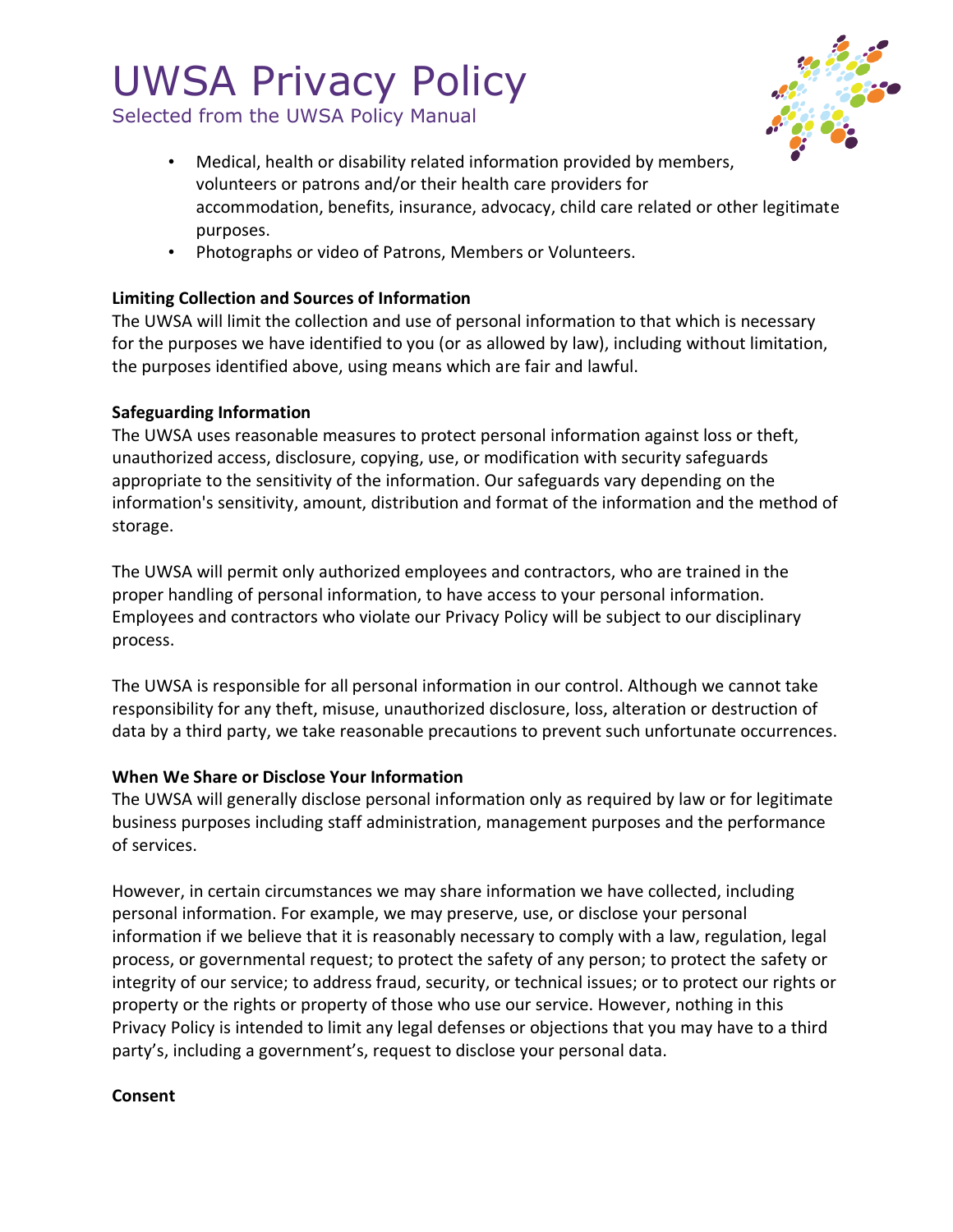- Medical, health or disability related information provided by members, volunteers or patrons and/or their health care providers for accommodation, benefits, insurance, advocacy, child care related or other legitimate purposes.
- Photographs or video of Patrons, Members or Volunteers.

**Limiting Collection and Sources of Information**

The UWSA will limit the collection and use of personal information to that which is necessary for the purposes we have identified to you (or as allowed by law), including without limitation, the purposes identified above, using means which are fair and lawful.

**Safeguarding Information**

The UWSA uses reasonable measures to protect personal information against loss or theft, unauthorized access, disclosure, copying, use, or modification with security safeguards appropriate to the sensitivity of the information. Our safeguards vary depending on the information's sensitivity, amount, distribution and format of the information and the method of storage.

The UWSA will permit only authorized employees and contractors, who are trained in the proper handling of personal information, to have access to your personal information. Employees and contractors who violate our Privacy Policy will be subject to our disciplinary process.

The UWSA is responsible for all personal information in our control. Although we cannot take responsibility for any theft, misuse, unauthorized disclosure, loss, alteration or destruction of data by a third party, we take reasonable precautions to prevent such unfortunate occurrences.

**When We Share or Disclose Your Information**

The UWSA will generally disclose personal information only as required by law or for legitimate business purposes including staff administration, management purposes and the performance of services.

However, in certain circumstances we may share information we have collected, including personal information. For example, we may preserve, use, or disclose your personal information if we believe that it is reasonably necessary to comply with a law, regulation, legal process, or governmental request; to protect the safety of any person; to protect the safety or integrity of our service; to address fraud, security, or technical issues; or to protect our rights or property or the rights or property of those who use our service. However, nothing in this Privacy Policy is intended to limit any legal defenses or objections that you may have to a third party's, including a government's, request to disclose your personal data.

**Consent**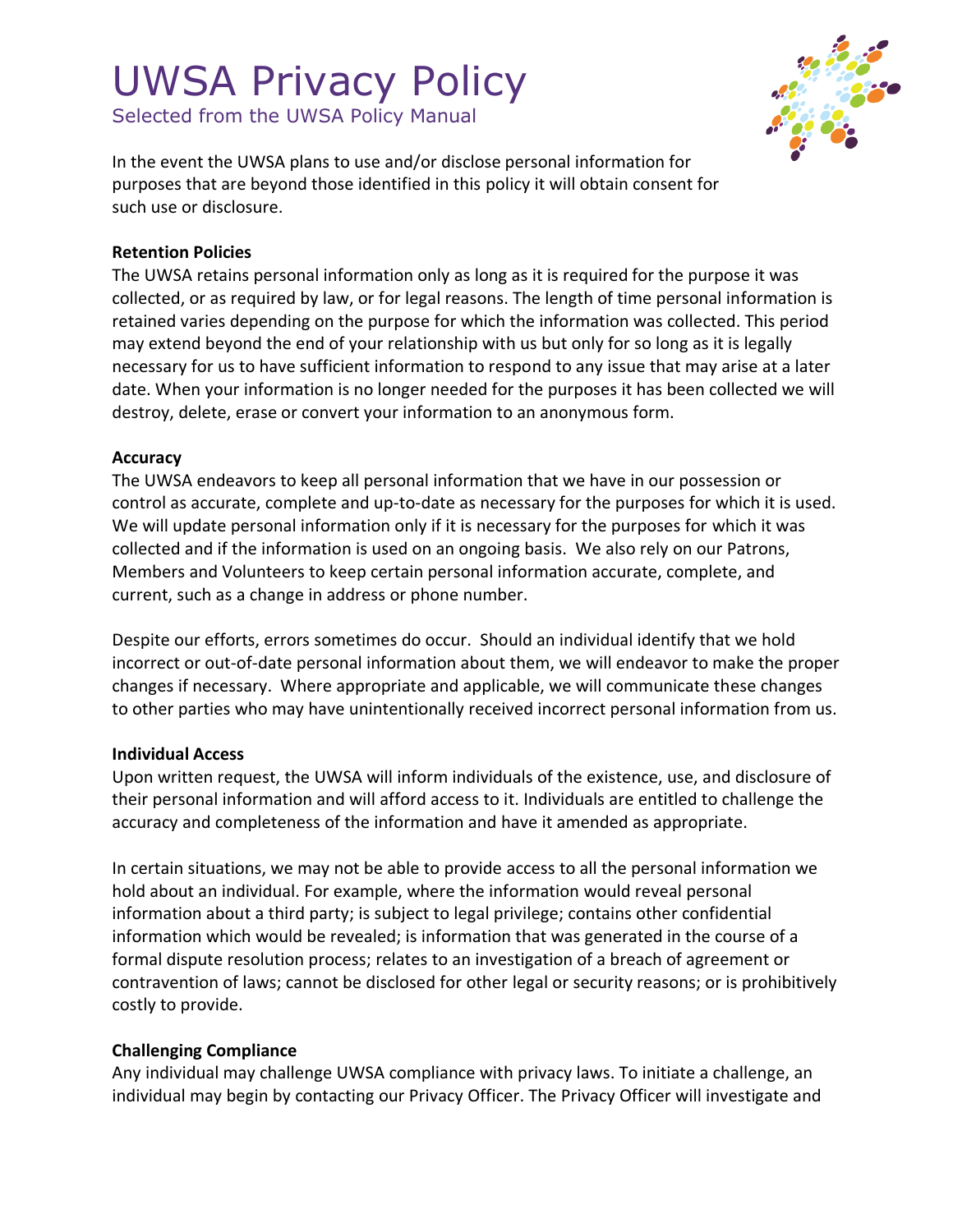# UWSA Privacy Policy

Selected from the UWSA Policy Manual

In the event the UWSA plans to use and/or disclose personal information for purposes that are beyond those identified in this policy it will obtain consent for such use or disclosure.

**Retention Policies**

The UWSA retains personal information only as long as it is required for the purpose it was collected, or as required by law, or for legal reasons. The length of time personal information is retained varies depending on the purpose for which the information was collected. This period may extend beyond the end of your relationship with us but only for so long as it is legally necessary for us to have sufficient information to respond to any issue that may arise at a later date. When your information is no longer needed for the purposes it has been collected we will destroy, delete, erase or convert your information to an anonymous form.

**Accuracy**

The UWSA endeavors to keep all personal information that we have in our possession or control as accurate, complete and up-to-date as necessary for the purposes for which it is used. We will update personal information only if it is necessary for the purposes for which it was collected and if the information is used on an ongoing basis. We also rely on our Patrons, Members and Volunteers to keep certain personal information accurate, complete, and current, such as a change in address or phone number.

Despite our efforts, errors sometimes do occur. Should an individual identify that we hold incorrect or out-of-date personal information about them, we will endeavor to make the proper changes if necessary. Where appropriate and applicable, we will communicate these changes to other parties who may have unintentionally received incorrect personal information from us.

**Individual Access**

Upon written request, the UWSA will inform individuals of the existence, use, and disclosure of their personal information and will afford access to it. Individuals are entitled to challenge the accuracy and completeness of the information and have it amended as appropriate.

In certain situations, we may not be able to provide access to all the personal information we hold about an individual. For example, where the information would reveal personal information about a third party; is subject to legal privilege; contains other confidential information which would be revealed; is information that was generated in the course of a formal dispute resolution process; relates to an investigation of a breach of agreement or contravention of laws; cannot be disclosed for other legal or security reasons; or is prohibitively costly to provide.

**Challenging Compliance**

Any individual may challenge UWSA compliance with privacy laws. To initiate a challenge, an individual may begin by contacting our Privacy Officer. The Privacy Officer will investigate and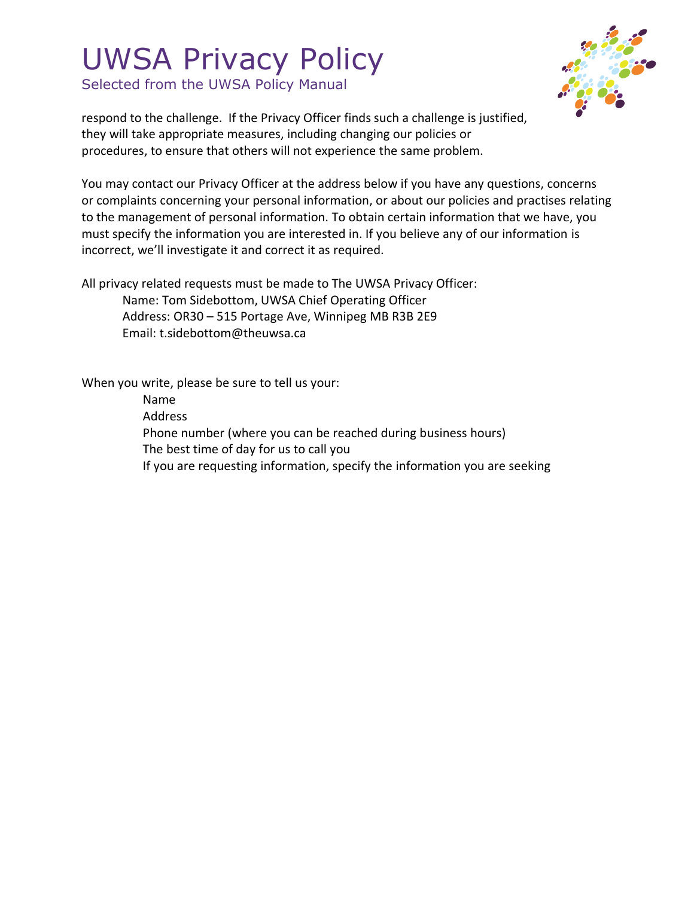respond to the challenge. If the Privacy Officer finds such a challenge is justified, they will take appropriate measures, including changing our policies or procedures, to ensure that others will not experience the same problem.

You may contact our Privacy Officer at the address below if you have any questions, concerns or complaints concerning your personal information, or about our policies and practises relating to the management of personal information. To obtain certain information that we have, you must specify the information you are interested in. If you believe any of our information is incorrect, we'll investigate it and correct it as required.

All privacy related requests must be made to The UWSA Privacy Officer:

Name: Tom Sidebottom, UWSA Chief Operating Officer
Address: OR30 – 515 Portage Ave, Winnipeg MB R3B 2E9
Email: t.sidebottom@theuwsa.ca

When you write, please be sure to tell us your:

Name
Address
Phone number (where you can be reached during business hours)
The best time of day for us to call you
If you are requesting information, specify the information you are seeking